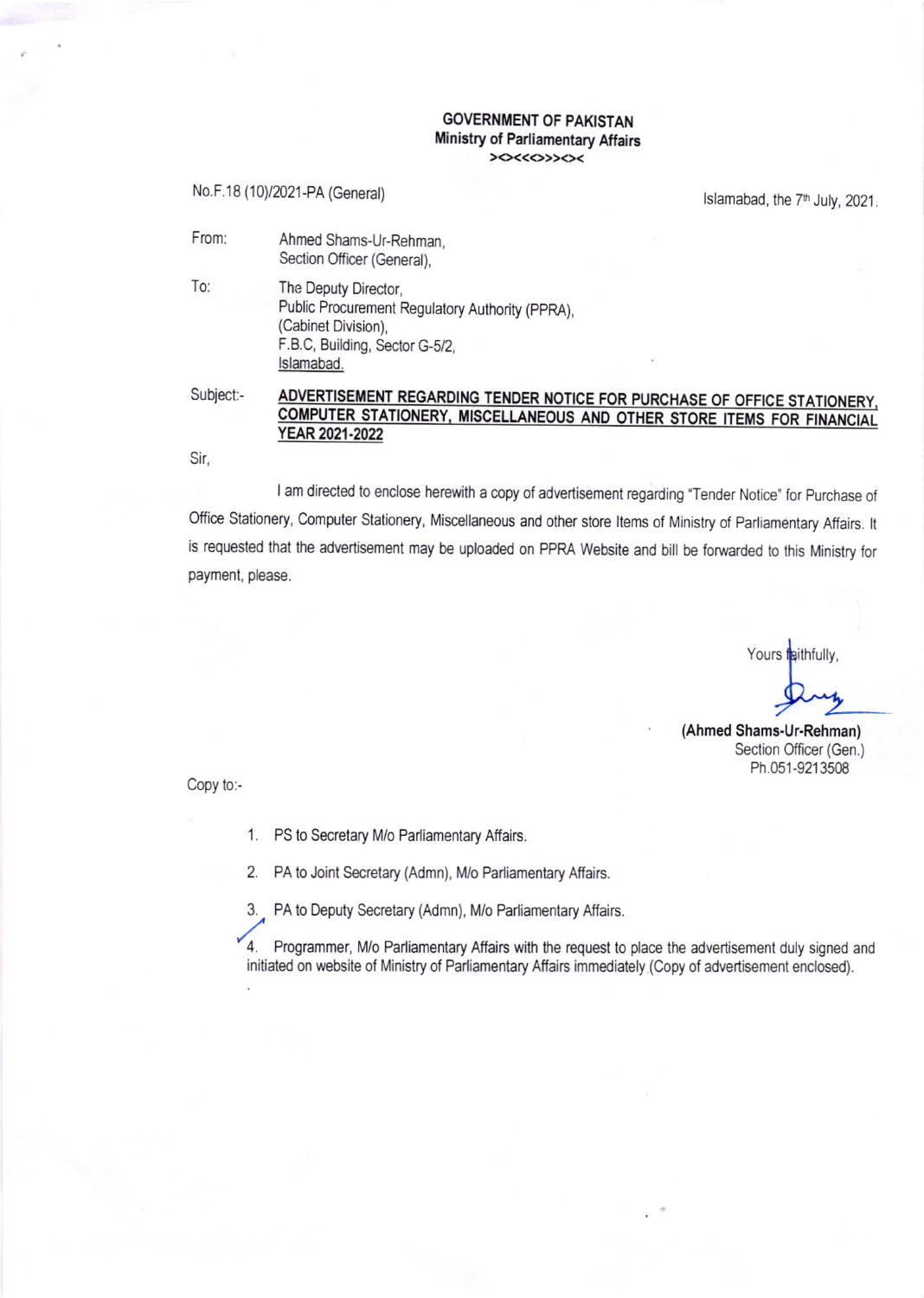**GOVERNMENT OF PAKISTAN**
**Ministry of Parliamentary Affairs**
><<<>>><

No.F.18 (10)/2021-PA (General)

Islamabad, the 7th July, 2021.

From: Ahmed Shams-Ur-Rehman,
Section Officer (General),

To: The Deputy Director,
Public Procurement Regulatory Authority (PPRA),
(Cabinet Division),
F.B.C, Building, Sector G-5/2,
Islamabad.

Subject:- **ADVERTISEMENT REGARDING TENDER NOTICE FOR PURCHASE OF OFFICE STATIONERY, COMPUTER STATIONERY, MISCELLANEOUS AND OTHER STORE ITEMS FOR FINANCIAL YEAR 2021-2022**

Sir,

I am directed to enclose herewith a copy of advertisement regarding "Tender Notice" for Purchase of Office Stationery, Computer Stationery, Miscellaneous and other store Items of Ministry of Parliamentary Affairs. It is requested that the advertisement may be uploaded on PPRA Website and bill be forwarded to this Ministry for payment, please.

Yours faithfully,

**(Ahmed Shams-Ur-Rehman)**
Section Officer (Gen.)
Ph.051-9213508

Copy to:-

1. PS to Secretary M/o Parliamentary Affairs.
2. PA to Joint Secretary (Admn), M/o Parliamentary Affairs.
3. PA to Deputy Secretary (Admn), M/o Parliamentary Affairs.
4. Programmer, M/o Parliamentary Affairs with the request to place the advertisement duly signed and initiated on website of Ministry of Parliamentary Affairs immediately (Copy of advertisement enclosed).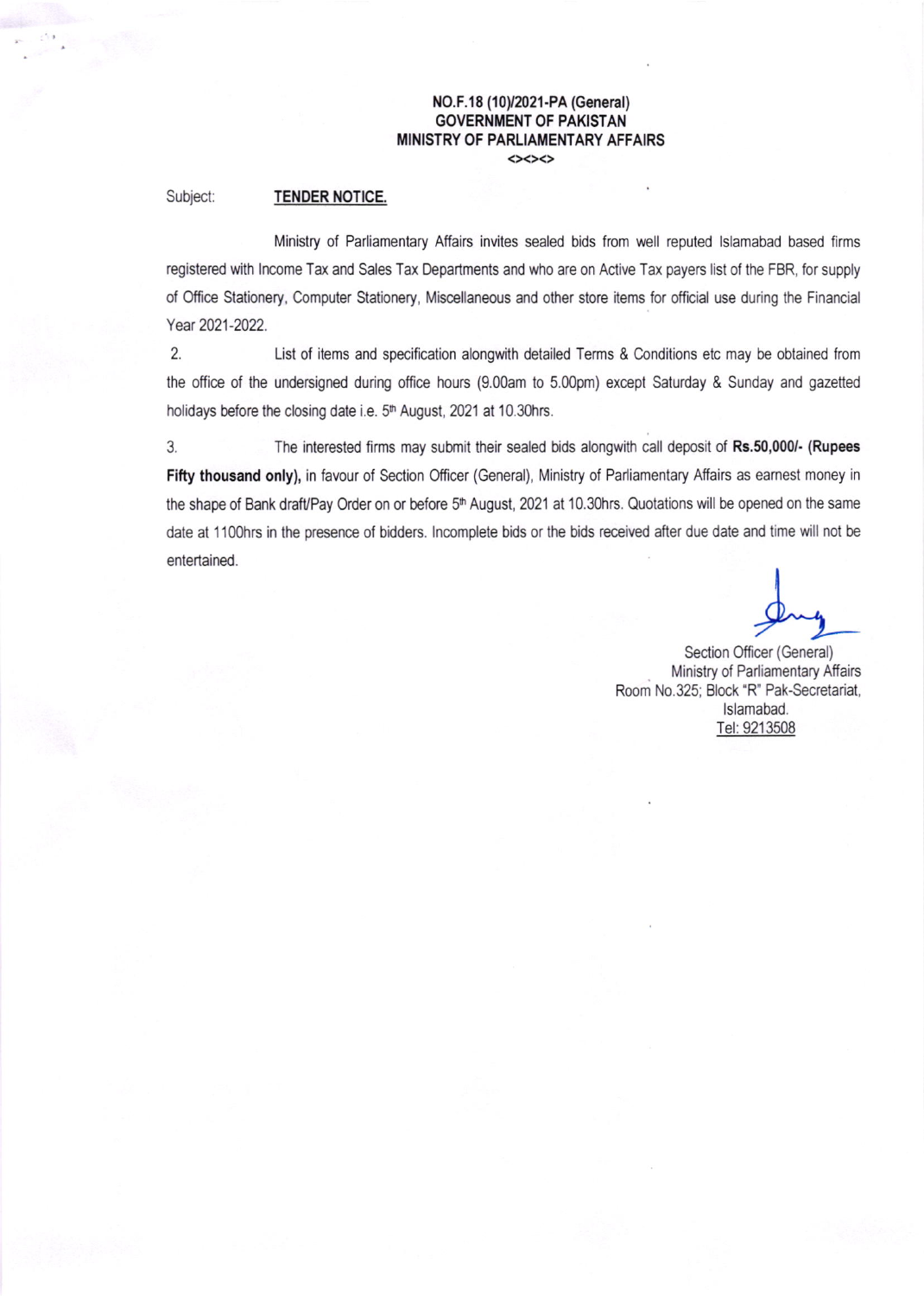**NO.F.18 (10)/2021-PA (General)**
**GOVERNMENT OF PAKISTAN**
**MINISTRY OF PARLIAMENTARY AFFAIRS**
<><><>

Subject: **TENDER NOTICE.**

Ministry of Parliamentary Affairs invites sealed bids from well reputed Islamabad based firms registered with Income Tax and Sales Tax Departments and who are on Active Tax payers list of the FBR, for supply of Office Stationery, Computer Stationery, Miscellaneous and other store items for official use during the Financial Year 2021-2022.

2. List of items and specification alongwith detailed Terms & Conditions etc may be obtained from the office of the undersigned during office hours (9.00am to 5.00pm) except Saturday & Sunday and gazetted holidays before the closing date i.e. 5th August, 2021 at 10.30hrs.

3. The interested firms may submit their sealed bids alongwith call deposit of **Rs.50,000/- (Rupees Fifty thousand only),** in favour of Section Officer (General), Ministry of Parliamentary Affairs as earnest money in the shape of Bank draft/Pay Order on or before 5th August, 2021 at 10.30hrs. Quotations will be opened on the same date at 1100hrs in the presence of bidders. Incomplete bids or the bids received after due date and time will not be entertained.

Section Officer (General)
Ministry of Parliamentary Affairs
Room No.325; Block "R" Pak-Secretariat,
Islamabad.
Tel: 9213508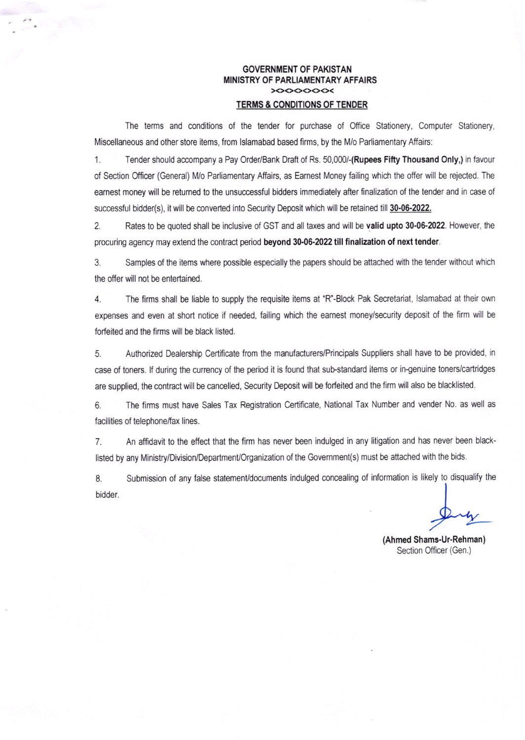**GOVERNMENT OF PAKISTAN**
**MINISTRY OF PARLIAMENTARY AFFAIRS**
><><><><><><

**TERMS & CONDITIONS OF TENDER**

The terms and conditions of the tender for purchase of Office Stationery, Computer Stationery, Miscellaneous and other store items, from Islamabad based firms, by the M/o Parliamentary Affairs:

1. Tender should accompany a Pay Order/Bank Draft of Rs. 50,000/-**(Rupees Fifty Thousand Only,)** in favour of Section Officer (General) M/o Parliamentary Affairs, as Earnest Money failing which the offer will be rejected. The earnest money will be returned to the unsuccessful bidders immediately after finalization of the tender and in case of successful bidder(s), it will be converted into Security Deposit which will be retained till **30-06-2022.**

2. Rates to be quoted shall be inclusive of GST and all taxes and will be **valid upto 30-06-2022**. However, the procuring agency may extend the contract period **beyond 30-06-2022 till finalization of next tender**.

3. Samples of the items where possible especially the papers should be attached with the tender without which the offer will not be entertained.

4. The firms shall be liable to supply the requisite items at "R"-Block Pak Secretariat, Islamabad at their own expenses and even at short notice if needed, failing which the earnest money/security deposit of the firm will be forfeited and the firms will be black listed.

5. Authorized Dealership Certificate from the manufacturers/Principals Suppliers shall have to be provided, in case of toners. If during the currency of the period it is found that sub-standard items or in-genuine toners/cartridges are supplied, the contract will be cancelled, Security Deposit will be forfeited and the firm will also be blacklisted.

6. The firms must have Sales Tax Registration Certificate, National Tax Number and vender No. as well as facilities of telephone/fax lines.

7. An affidavit to the effect that the firm has never been indulged in any litigation and has never been black-listed by any Ministry/Division/Department/Organization of the Government(s) must be attached with the bids.

8. Submission of any false statement/documents indulged concealing of information is likely to disqualify the bidder.

**(Ahmed Shams-Ur-Rehman)**
Section Officer (Gen.)